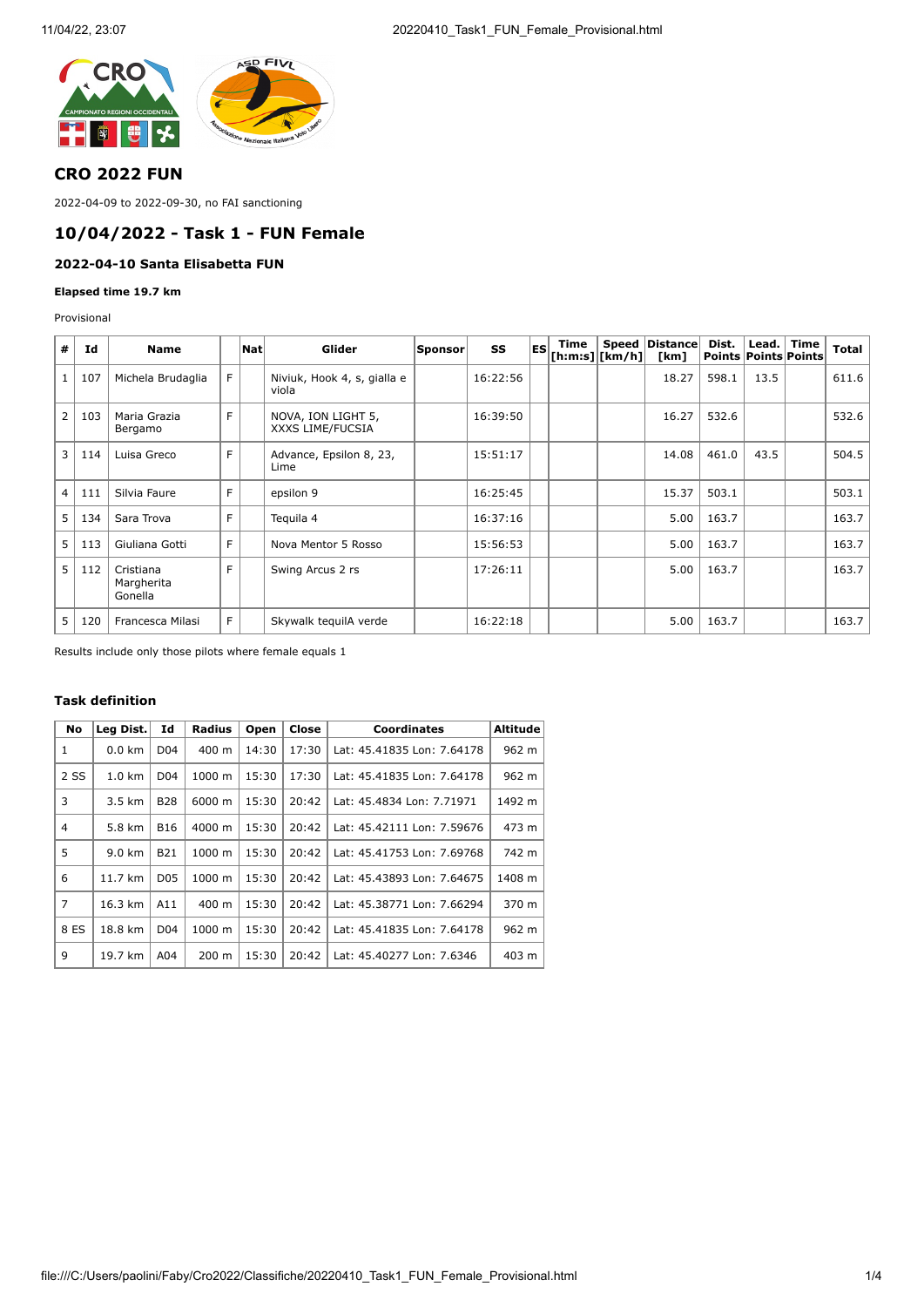## CRO 2022 FUN

2022-04-09 to 2022-09-30, no FAI sanctioning

## 10/04/2022 - Task 1 - FUN Female

### 2022-04-10 Santa Elisabetta FUN

#### Elapsed time 19.7 km

Provisional

| # | Id | Name | | Nat | Glider | Sponsor | SS | ES | Time [h:m:s] | Speed [km/h] | Distance [km] | Dist. Points | Lead. Points | Time Points | Total |
|---|---|---|---|---|---|---|---|---|---|---|---|---|---|---|---|
| 1 | 107 | Michela Brudaglia | F | | Niviuk, Hook 4, s, gialla e viola | | 16:22:56 | | | | 18.27 | 598.1 | 13.5 | | 611.6 |
| 2 | 103 | Maria Grazia Bergamo | F | | NOVA, ION LIGHT 5, XXXS LIME/FUCSIA | | 16:39:50 | | | | 16.27 | 532.6 | | | 532.6 |
| 3 | 114 | Luisa Greco | F | | Advance, Epsilon 8, 23, Lime | | 15:51:17 | | | | 14.08 | 461.0 | 43.5 | | 504.5 |
| 4 | 111 | Silvia Faure | F | | epsilon 9 | | 16:25:45 | | | | 15.37 | 503.1 | | | 503.1 |
| 5 | 134 | Sara Trova | F | | Tequila 4 | | 16:37:16 | | | | 5.00 | 163.7 | | | 163.7 |
| 5 | 113 | Giuliana Gotti | F | | Nova Mentor 5 Rosso | | 15:56:53 | | | | 5.00 | 163.7 | | | 163.7 |
| 5 | 112 | Cristiana Margherita Gonella | F | | Swing Arcus 2 rs | | 17:26:11 | | | | 5.00 | 163.7 | | | 163.7 |
| 5 | 120 | Francesca Milasi | F | | Skywalk tequilA verde | | 16:22:18 | | | | 5.00 | 163.7 | | | 163.7 |

Results include only those pilots where female equals 1

#### Task definition

| No | Leg Dist. | Id | Radius | Open | Close | Coordinates | Altitude |
|---|---|---|---|---|---|---|---|
| 1 | 0.0 km | D04 | 400 m | 14:30 | 17:30 | Lat: 45.41835 Lon: 7.64178 | 962 m |
| 2 SS | 1.0 km | D04 | 1000 m | 15:30 | 17:30 | Lat: 45.41835 Lon: 7.64178 | 962 m |
| 3 | 3.5 km | B28 | 6000 m | 15:30 | 20:42 | Lat: 45.4834 Lon: 7.71971 | 1492 m |
| 4 | 5.8 km | B16 | 4000 m | 15:30 | 20:42 | Lat: 45.42111 Lon: 7.59676 | 473 m |
| 5 | 9.0 km | B21 | 1000 m | 15:30 | 20:42 | Lat: 45.41753 Lon: 7.69768 | 742 m |
| 6 | 11.7 km | D05 | 1000 m | 15:30 | 20:42 | Lat: 45.43893 Lon: 7.64675 | 1408 m |
| 7 | 16.3 km | A11 | 400 m | 15:30 | 20:42 | Lat: 45.38771 Lon: 7.66294 | 370 m |
| 8 ES | 18.8 km | D04 | 1000 m | 15:30 | 20:42 | Lat: 45.41835 Lon: 7.64178 | 962 m |
| 9 | 19.7 km | A04 | 200 m | 15:30 | 20:42 | Lat: 45.40277 Lon: 7.6346 | 403 m |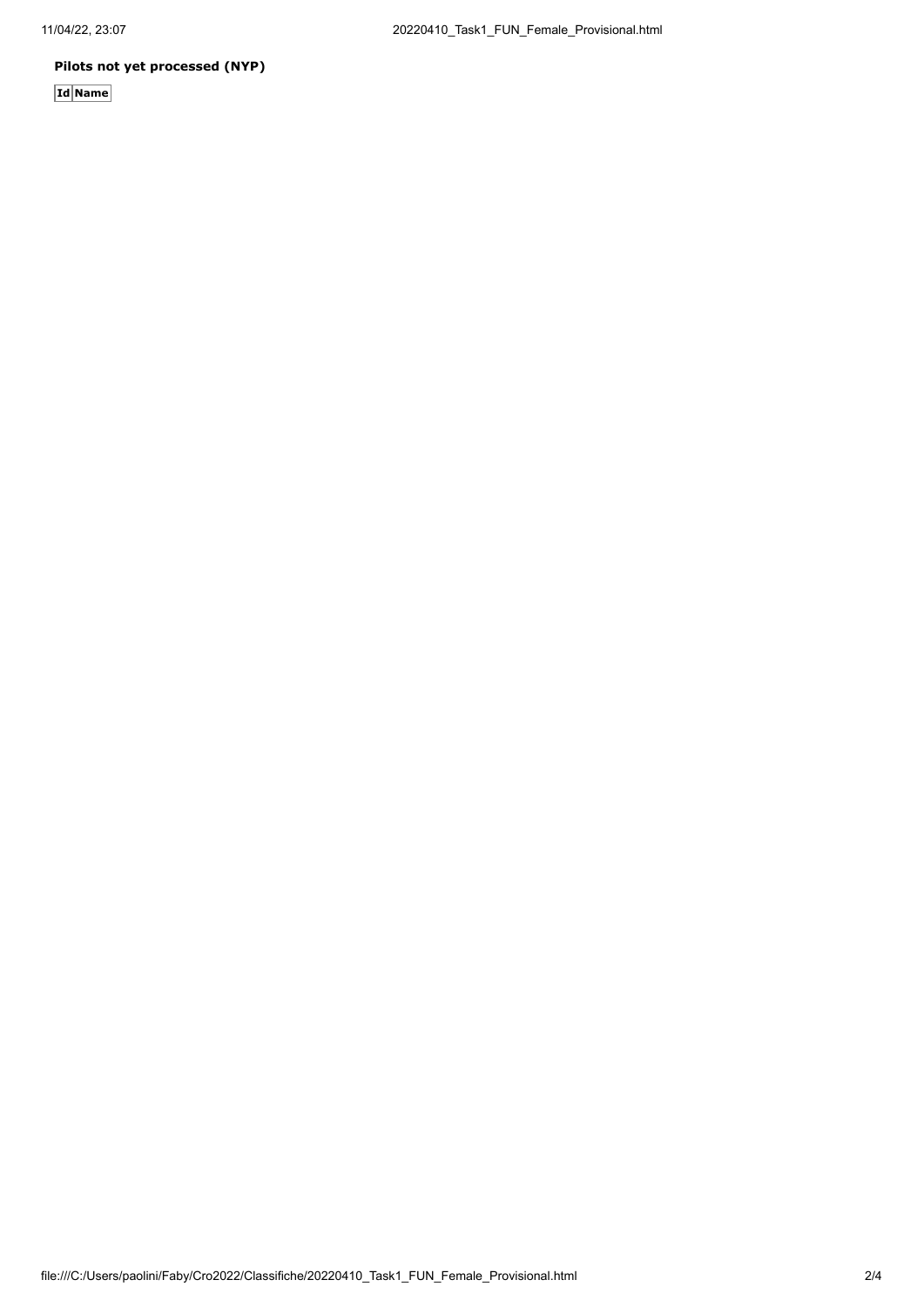**Pilots not yet processed (NYP)**

| Id | Name |
|---|---|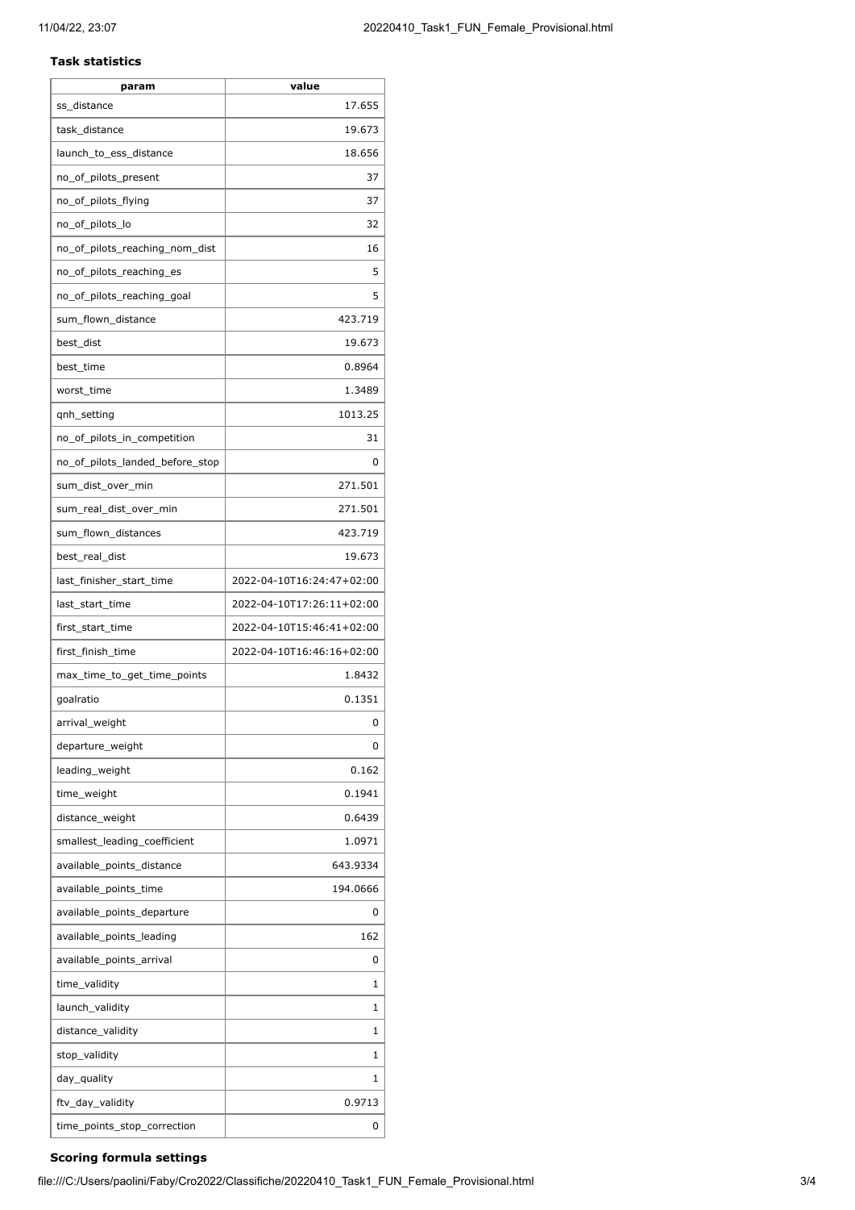**Task statistics**

| param | value |
|---|---|
| ss_distance | 17.655 |
| task_distance | 19.673 |
| launch_to_ess_distance | 18.656 |
| no_of_pilots_present | 37 |
| no_of_pilots_flying | 37 |
| no_of_pilots_lo | 32 |
| no_of_pilots_reaching_nom_dist | 16 |
| no_of_pilots_reaching_es | 5 |
| no_of_pilots_reaching_goal | 5 |
| sum_flown_distance | 423.719 |
| best_dist | 19.673 |
| best_time | 0.8964 |
| worst_time | 1.3489 |
| qnh_setting | 1013.25 |
| no_of_pilots_in_competition | 31 |
| no_of_pilots_landed_before_stop | 0 |
| sum_dist_over_min | 271.501 |
| sum_real_dist_over_min | 271.501 |
| sum_flown_distances | 423.719 |
| best_real_dist | 19.673 |
| last_finisher_start_time | 2022-04-10T16:24:47+02:00 |
| last_start_time | 2022-04-10T17:26:11+02:00 |
| first_start_time | 2022-04-10T15:46:41+02:00 |
| first_finish_time | 2022-04-10T16:46:16+02:00 |
| max_time_to_get_time_points | 1.8432 |
| goalratio | 0.1351 |
| arrival_weight | 0 |
| departure_weight | 0 |
| leading_weight | 0.162 |
| time_weight | 0.1941 |
| distance_weight | 0.6439 |
| smallest_leading_coefficient | 1.0971 |
| available_points_distance | 643.9334 |
| available_points_time | 194.0666 |
| available_points_departure | 0 |
| available_points_leading | 162 |
| available_points_arrival | 0 |
| time_validity | 1 |
| launch_validity | 1 |
| distance_validity | 1 |
| stop_validity | 1 |
| day_quality | 1 |
| ftv_day_validity | 0.9713 |
| time_points_stop_correction | 0 |

**Scoring formula settings**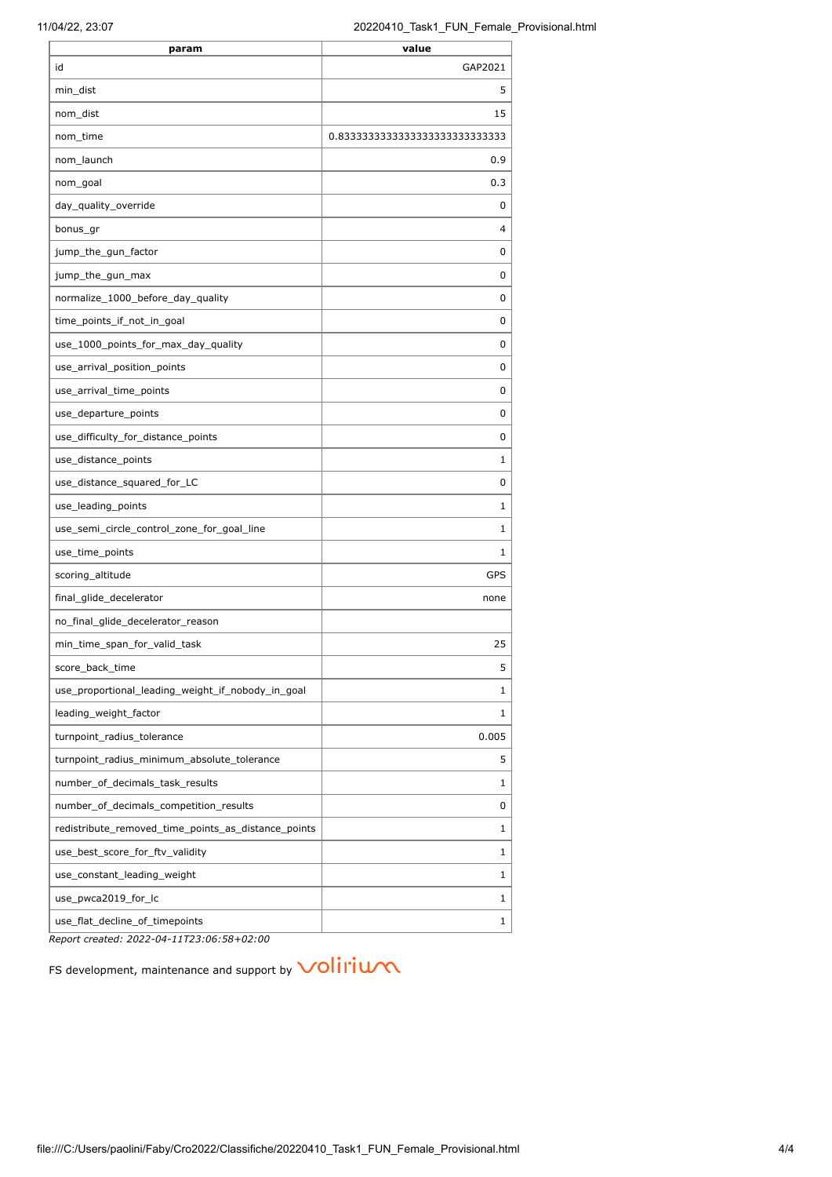| param | value |
|---|---|
| id | GAP2021 |
| min_dist | 5 |
| nom_dist | 15 |
| nom_time | 0.83333333333333333333333333333 |
| nom_launch | 0.9 |
| nom_goal | 0.3 |
| day_quality_override | 0 |
| bonus_gr | 4 |
| jump_the_gun_factor | 0 |
| jump_the_gun_max | 0 |
| normalize_1000_before_day_quality | 0 |
| time_points_if_not_in_goal | 0 |
| use_1000_points_for_max_day_quality | 0 |
| use_arrival_position_points | 0 |
| use_arrival_time_points | 0 |
| use_departure_points | 0 |
| use_difficulty_for_distance_points | 0 |
| use_distance_points | 1 |
| use_distance_squared_for_LC | 0 |
| use_leading_points | 1 |
| use_semi_circle_control_zone_for_goal_line | 1 |
| use_time_points | 1 |
| scoring_altitude | GPS |
| final_glide_decelerator | none |
| no_final_glide_decelerator_reason | |
| min_time_span_for_valid_task | 25 |
| score_back_time | 5 |
| use_proportional_leading_weight_if_nobody_in_goal | 1 |
| leading_weight_factor | 1 |
| turnpoint_radius_tolerance | 0.005 |
| turnpoint_radius_minimum_absolute_tolerance | 5 |
| number_of_decimals_task_results | 1 |
| number_of_decimals_competition_results | 0 |
| redistribute_removed_time_points_as_distance_points | 1 |
| use_best_score_for_ftv_validity | 1 |
| use_constant_leading_weight | 1 |
| use_pwca2019_for_lc | 1 |
| use_flat_decline_of_timepoints | 1 |

*Report created: 2022-04-11T23:06:58+02:00*

FS development, maintenance and support by volirium